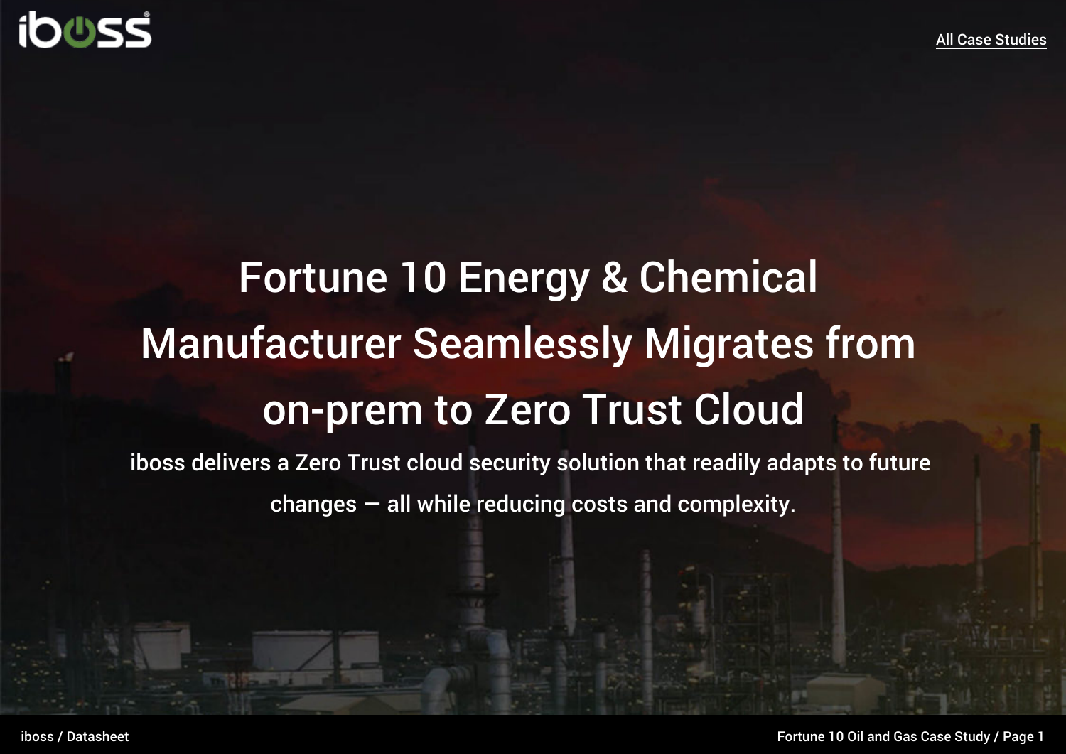All Case Studies

# Fortune 10 Energy & Chemical Manufacturer Seamlessly Migrates from on-prem to Zero Trust Cloud

iboss delivers a Zero Trust cloud security solution that readily adapts to future changes — all while reducing costs and complexity.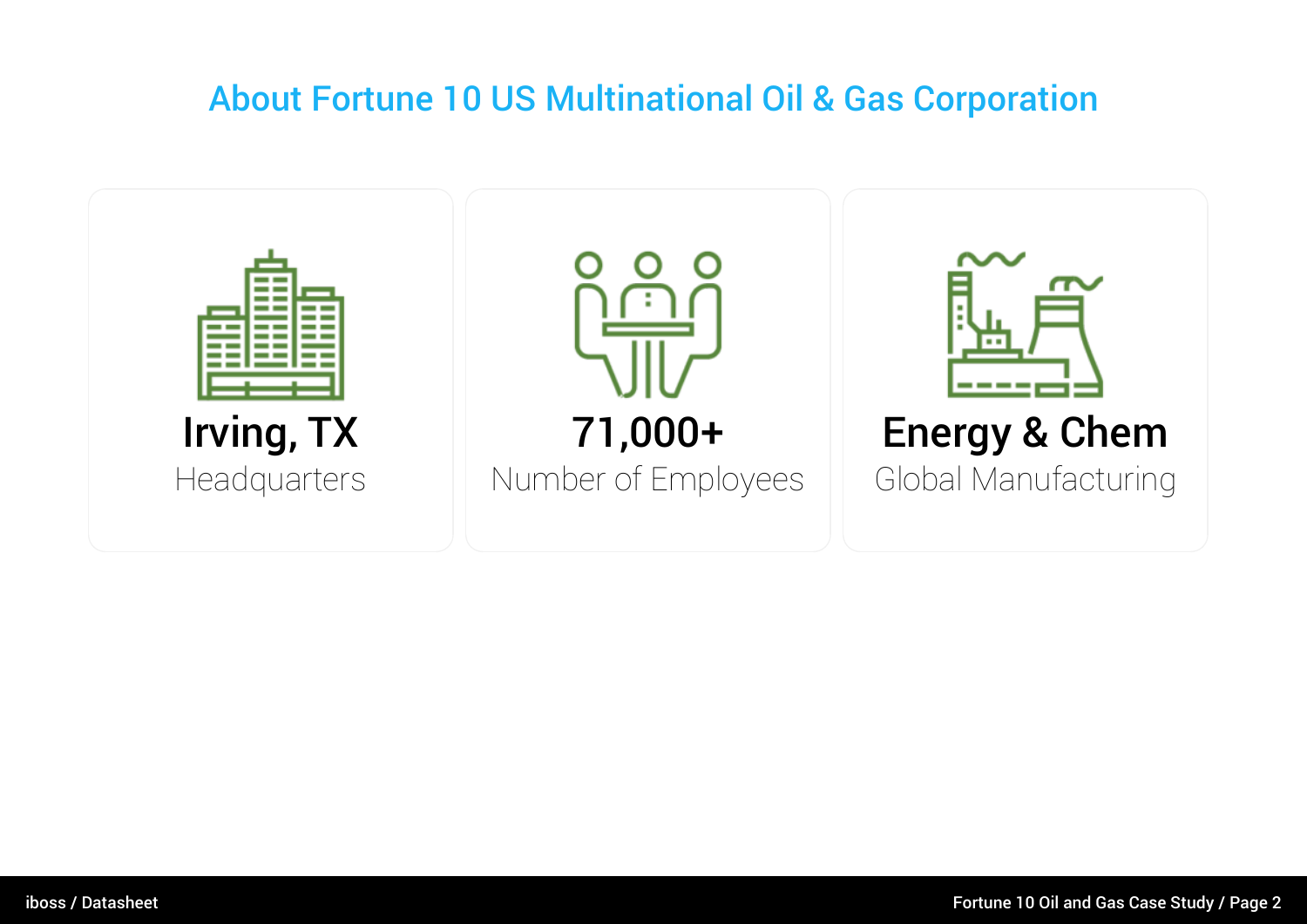## About Fortune 10 US Multinational Oil & Gas Corporation

**Irving, TX**
Headquarters

**71,000+**
Number of Employees

**Energy & Chem**
Global Manufacturing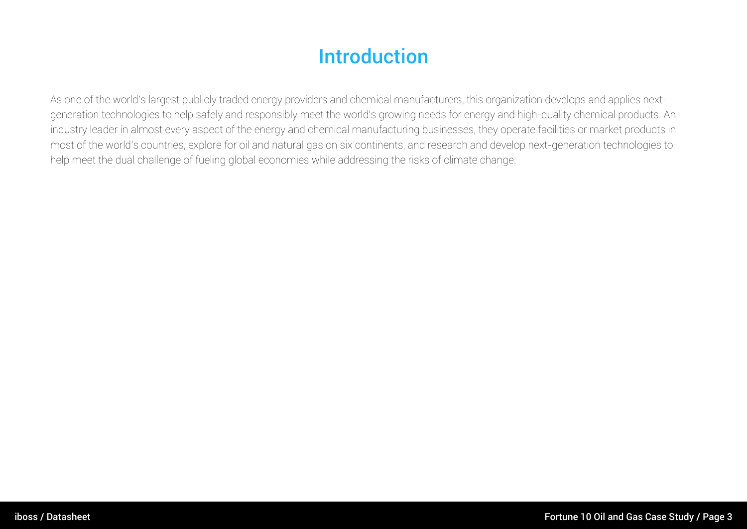# Introduction

As one of the world's largest publicly traded energy providers and chemical manufacturers, this organization develops and applies next-generation technologies to help safely and responsibly meet the world's growing needs for energy and high-quality chemical products. An industry leader in almost every aspect of the energy and chemical manufacturing businesses, they operate facilities or market products in most of the world's countries, explore for oil and natural gas on six continents, and research and develop next-generation technologies to help meet the dual challenge of fueling global economies while addressing the risks of climate change.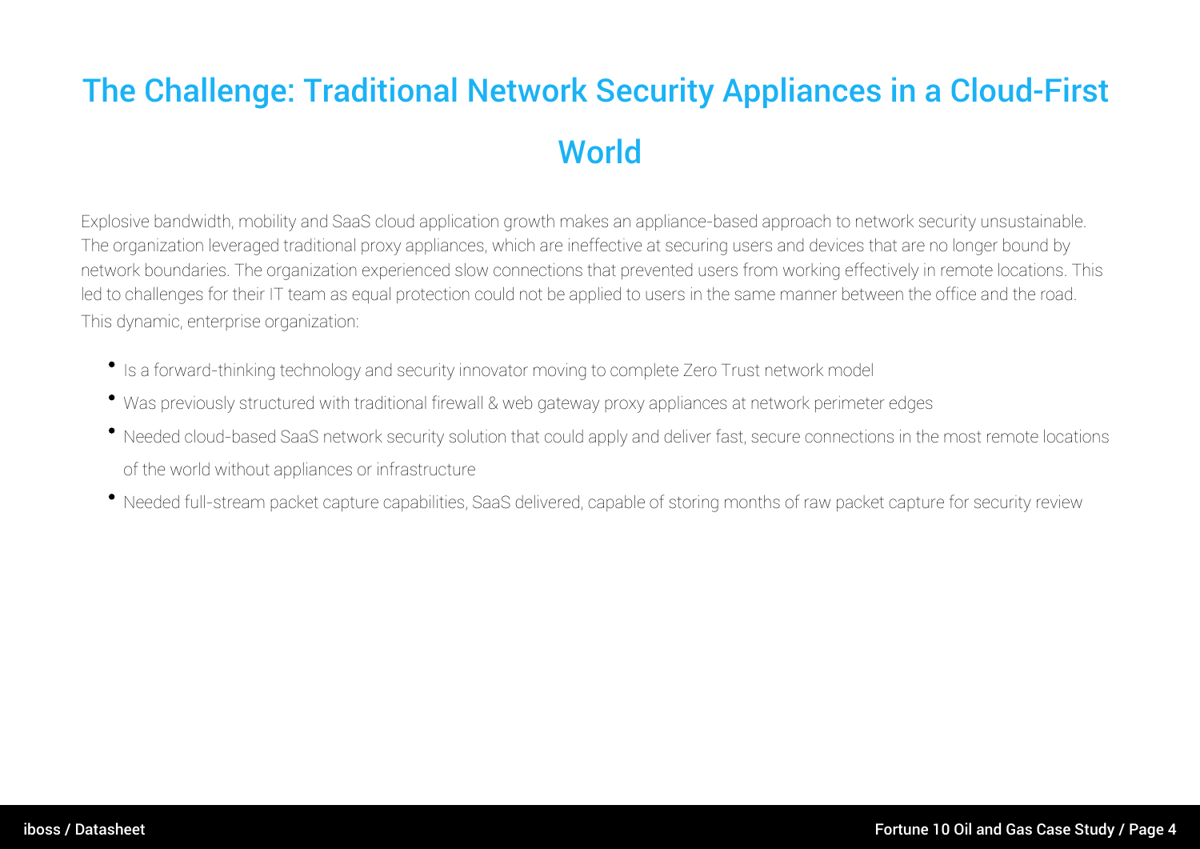# The Challenge: Traditional Network Security Appliances in a Cloud-First World

Explosive bandwidth, mobility and SaaS cloud application growth makes an appliance-based approach to network security unsustainable. The organization leveraged traditional proxy appliances, which are ineffective at securing users and devices that are no longer bound by network boundaries. The organization experienced slow connections that prevented users from working effectively in remote locations. This led to challenges for their IT team as equal protection could not be applied to users in the same manner between the office and the road. This dynamic, enterprise organization:

- Is a forward-thinking technology and security innovator moving to complete Zero Trust network model
- Was previously structured with traditional firewall & web gateway proxy appliances at network perimeter edges
- Needed cloud-based SaaS network security solution that could apply and deliver fast, secure connections in the most remote locations of the world without appliances or infrastructure
- Needed full-stream packet capture capabilities, SaaS delivered, capable of storing months of raw packet capture for security review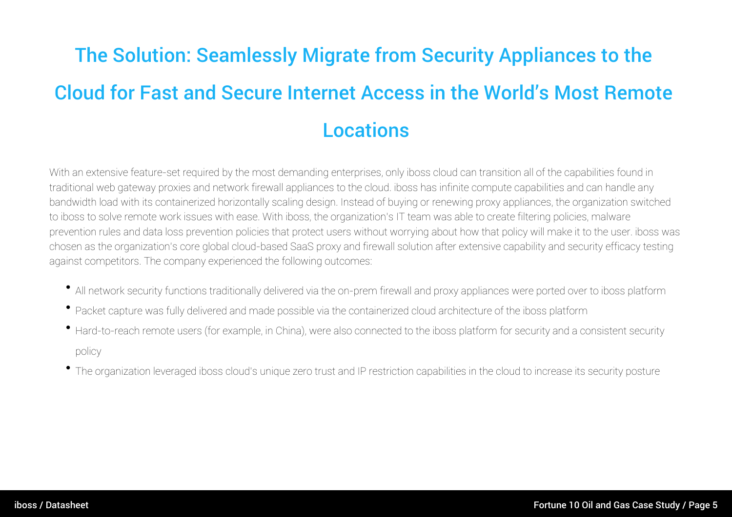# The Solution: Seamlessly Migrate from Security Appliances to the Cloud for Fast and Secure Internet Access in the World's Most Remote Locations

With an extensive feature-set required by the most demanding enterprises, only iboss cloud can transition all of the capabilities found in traditional web gateway proxies and network firewall appliances to the cloud. iboss has infinite compute capabilities and can handle any bandwidth load with its containerized horizontally scaling design. Instead of buying or renewing proxy appliances, the organization switched to iboss to solve remote work issues with ease. With iboss, the organization's IT team was able to create filtering policies, malware prevention rules and data loss prevention policies that protect users without worrying about how that policy will make it to the user. iboss was chosen as the organization's core global cloud-based SaaS proxy and firewall solution after extensive capability and security efficacy testing against competitors. The company experienced the following outcomes:

- All network security functions traditionally delivered via the on-prem firewall and proxy appliances were ported over to iboss platform
- Packet capture was fully delivered and made possible via the containerized cloud architecture of the iboss platform
- Hard-to-reach remote users (for example, in China), were also connected to the iboss platform for security and a consistent security policy
- The organization leveraged iboss cloud's unique zero trust and IP restriction capabilities in the cloud to increase its security posture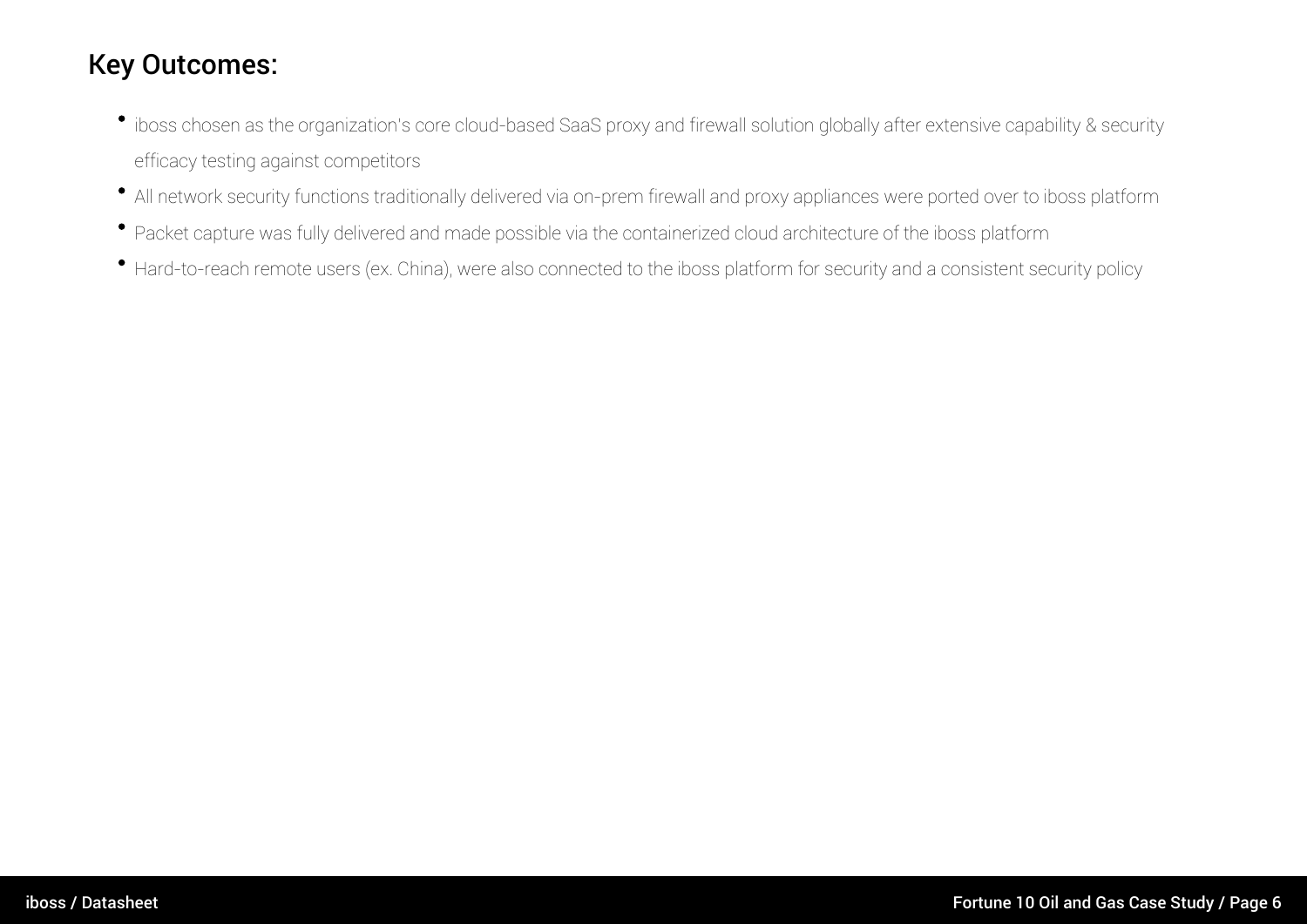## Key Outcomes:

- iboss chosen as the organization's core cloud-based SaaS proxy and firewall solution globally after extensive capability & security efficacy testing against competitors
- All network security functions traditionally delivered via on-prem firewall and proxy appliances were ported over to iboss platform
- Packet capture was fully delivered and made possible via the containerized cloud architecture of the iboss platform
- Hard-to-reach remote users (ex. China), were also connected to the iboss platform for security and a consistent security policy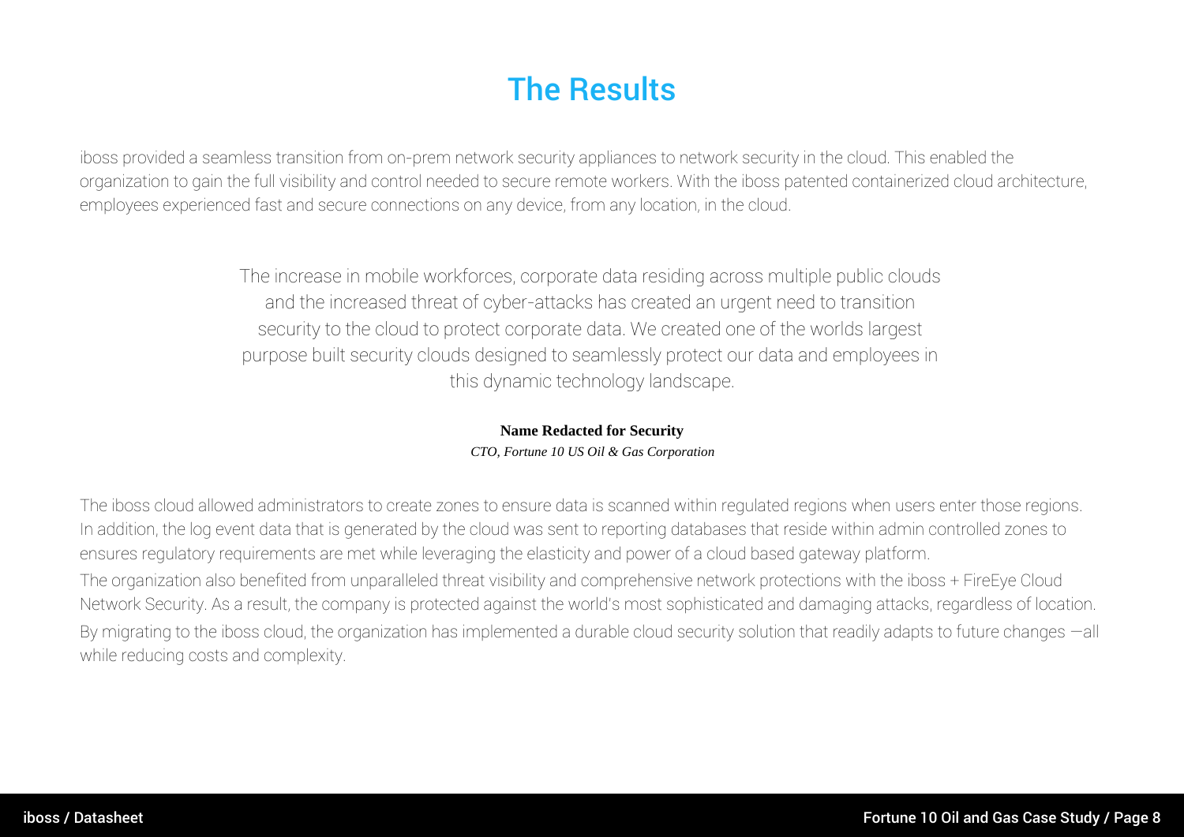# The Results

iboss provided a seamless transition from on-prem network security appliances to network security in the cloud. This enabled the organization to gain the full visibility and control needed to secure remote workers. With the iboss patented containerized cloud architecture, employees experienced fast and secure connections on any device, from any location, in the cloud.

> The increase in mobile workforces, corporate data residing across multiple public clouds and the increased threat of cyber-attacks has created an urgent need to transition security to the cloud to protect corporate data. We created one of the worlds largest purpose built security clouds designed to seamlessly protect our data and employees in this dynamic technology landscape.
>
> **Name Redacted for Security**
> *CTO, Fortune 10 US Oil & Gas Corporation*

The iboss cloud allowed administrators to create zones to ensure data is scanned within regulated regions when users enter those regions. In addition, the log event data that is generated by the cloud was sent to reporting databases that reside within admin controlled zones to ensures regulatory requirements are met while leveraging the elasticity and power of a cloud based gateway platform.

The organization also benefited from unparalleled threat visibility and comprehensive network protections with the iboss + FireEye Cloud Network Security. As a result, the company is protected against the world's most sophisticated and damaging attacks, regardless of location.

By migrating to the iboss cloud, the organization has implemented a durable cloud security solution that readily adapts to future changes —all while reducing costs and complexity.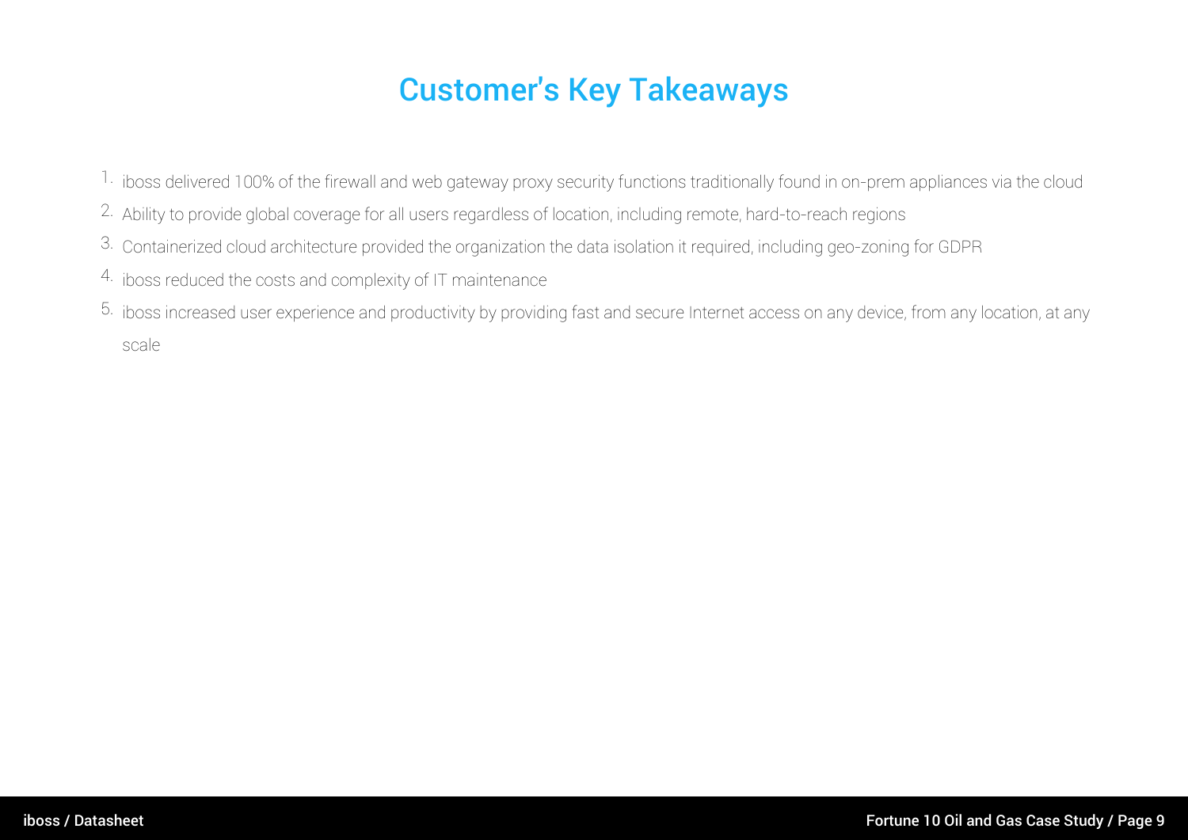# Customer's Key Takeaways

1. iboss delivered 100% of the firewall and web gateway proxy security functions traditionally found in on-prem appliances via the cloud
2. Ability to provide global coverage for all users regardless of location, including remote, hard-to-reach regions
3. Containerized cloud architecture provided the organization the data isolation it required, including geo-zoning for GDPR
4. iboss reduced the costs and complexity of IT maintenance
5. iboss increased user experience and productivity by providing fast and secure Internet access on any device, from any location, at any scale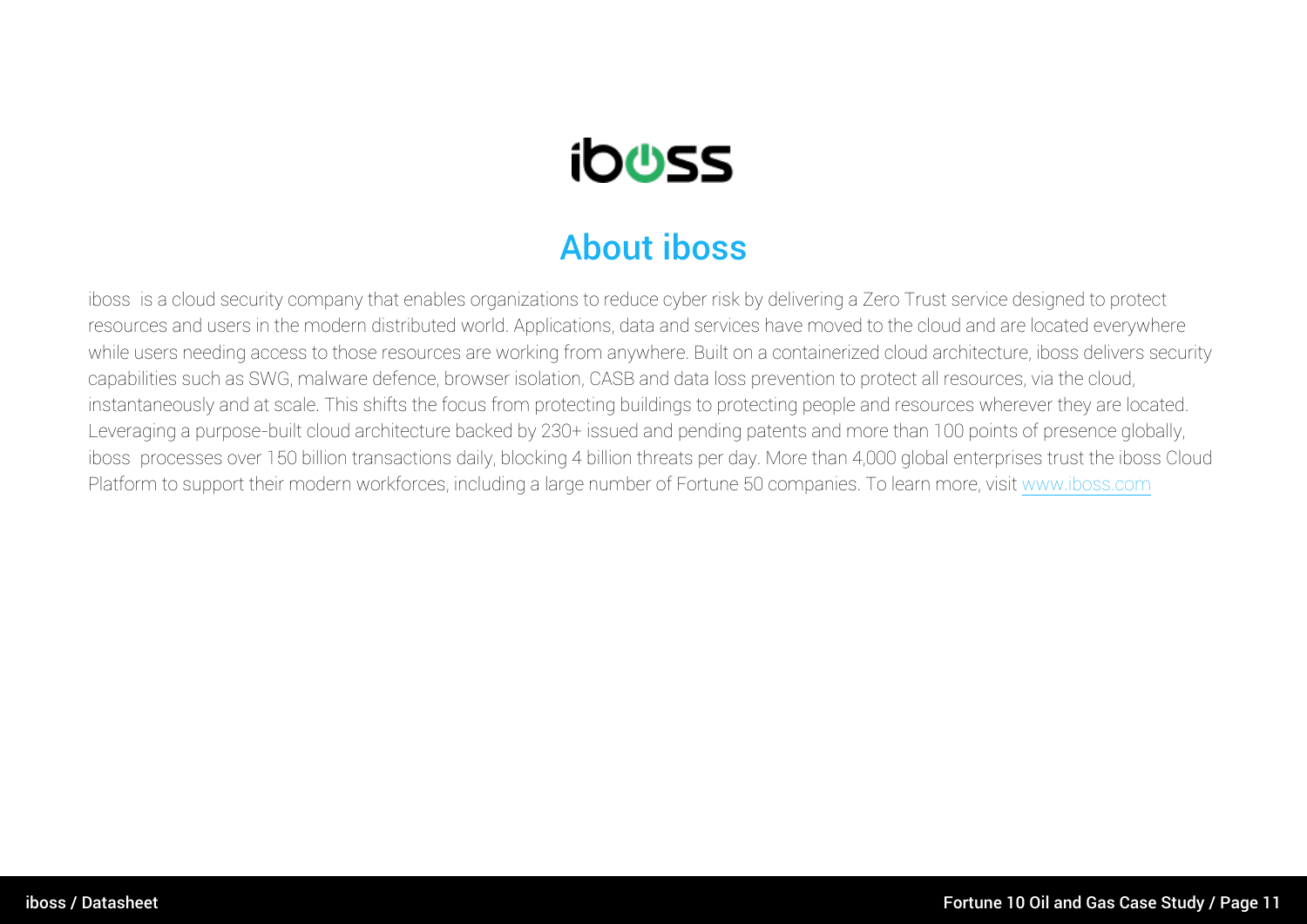## About iboss

iboss  is a cloud security company that enables organizations to reduce cyber risk by delivering a Zero Trust service designed to protect resources and users in the modern distributed world. Applications, data and services have moved to the cloud and are located everywhere while users needing access to those resources are working from anywhere. Built on a containerized cloud architecture, iboss delivers security capabilities such as SWG, malware defence, browser isolation, CASB and data loss prevention to protect all resources, via the cloud, instantaneously and at scale. This shifts the focus from protecting buildings to protecting people and resources wherever they are located. Leveraging a purpose-built cloud architecture backed by 230+ issued and pending patents and more than 100 points of presence globally, iboss  processes over 150 billion transactions daily, blocking 4 billion threats per day. More than 4,000 global enterprises trust the iboss Cloud Platform to support their modern workforces, including a large number of Fortune 50 companies. To learn more, visit www.iboss.com